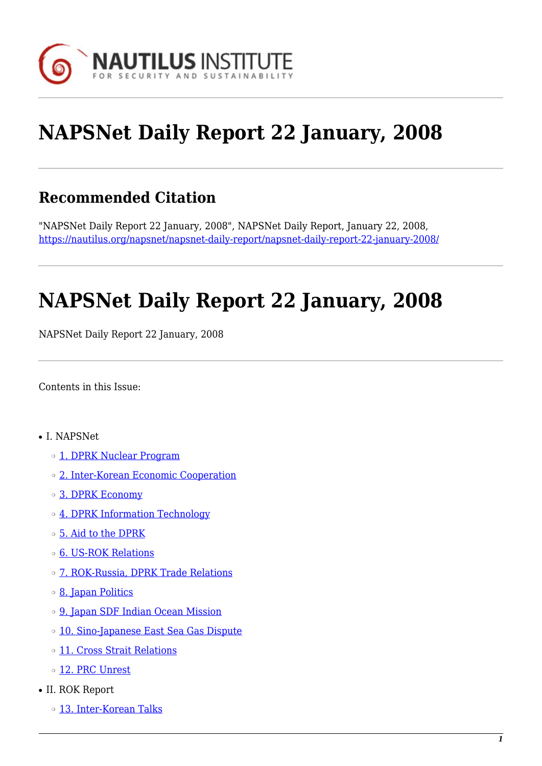# NAPSNet Daily Report 22 January, 2008

## Recommended Citation

"NAPSNet Daily Report 22 January, 2008", NAPSNet Daily Report, January 22, 2008, https://nautilus.org/napsnet/napsnet-daily-report/napsnet-daily-report-22-january-2008/

# NAPSNet Daily Report 22 January, 2008

NAPSNet Daily Report 22 January, 2008

Contents in this Issue:

- I. NAPSNet
  - 1. DPRK Nuclear Program
  - 2. Inter-Korean Economic Cooperation
  - 3. DPRK Economy
  - 4. DPRK Information Technology
  - 5. Aid to the DPRK
  - 6. US-ROK Relations
  - 7. ROK-Russia, DPRK Trade Relations
  - 8. Japan Politics
  - 9. Japan SDF Indian Ocean Mission
  - 10. Sino-Japanese East Sea Gas Dispute
  - 11. Cross Strait Relations
  - 12. PRC Unrest
- II. ROK Report
  - 13. Inter-Korean Talks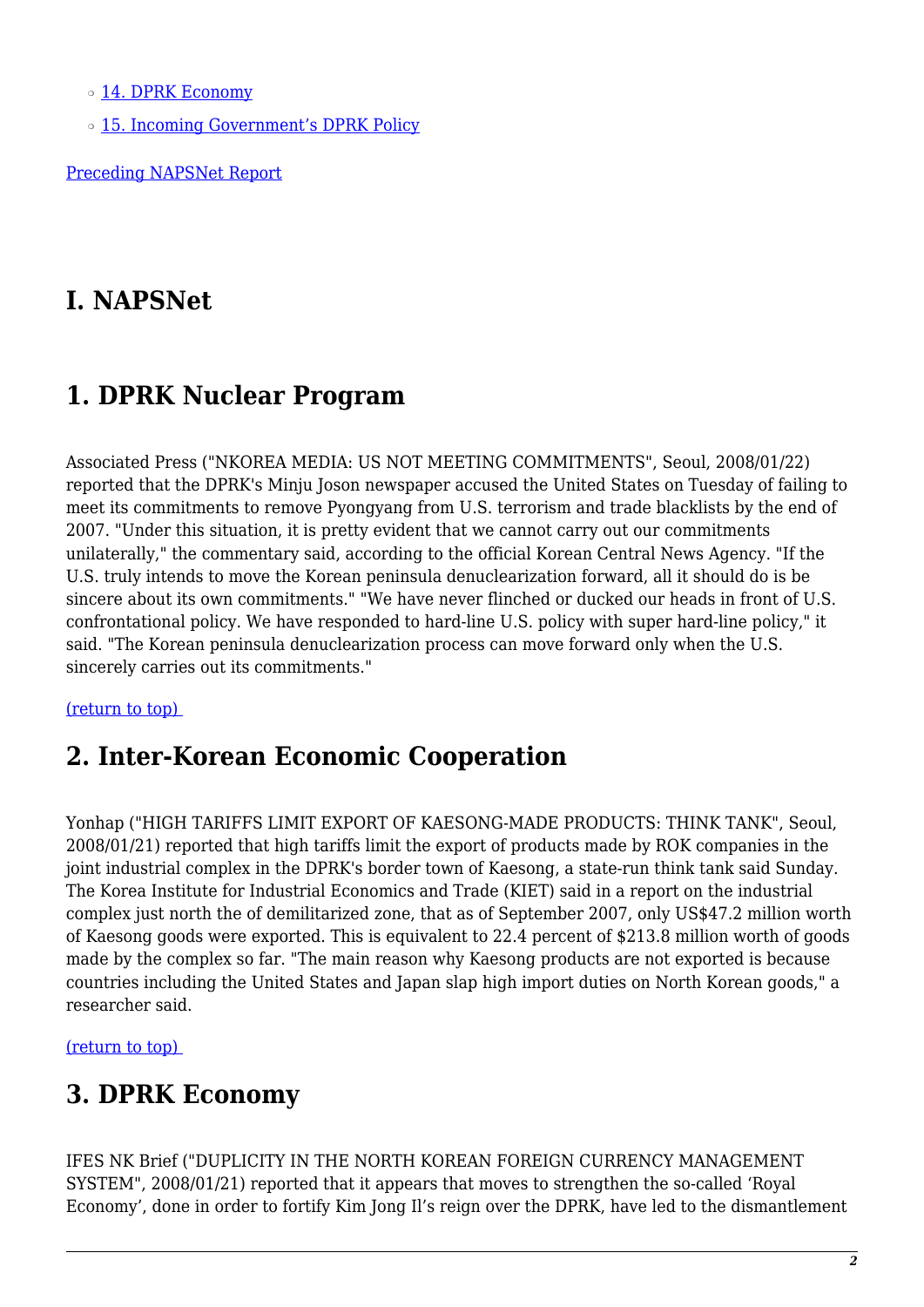- 14. DPRK Economy
- 15. Incoming Government's DPRK Policy

Preceding NAPSNet Report

# I. NAPSNet

## 1. DPRK Nuclear Program

Associated Press ("NKOREA MEDIA: US NOT MEETING COMMITMENTS", Seoul, 2008/01/22) reported that the DPRK's Minju Joson newspaper accused the United States on Tuesday of failing to meet its commitments to remove Pyongyang from U.S. terrorism and trade blacklists by the end of 2007. "Under this situation, it is pretty evident that we cannot carry out our commitments unilaterally," the commentary said, according to the official Korean Central News Agency. "If the U.S. truly intends to move the Korean peninsula denuclearization forward, all it should do is be sincere about its own commitments." "We have never flinched or ducked our heads in front of U.S. confrontational policy. We have responded to hard-line U.S. policy with super hard-line policy," it said. "The Korean peninsula denuclearization process can move forward only when the U.S. sincerely carries out its commitments."

(return to top)

## 2. Inter-Korean Economic Cooperation

Yonhap ("HIGH TARIFFS LIMIT EXPORT OF KAESONG-MADE PRODUCTS: THINK TANK", Seoul, 2008/01/21) reported that high tariffs limit the export of products made by ROK companies in the joint industrial complex in the DPRK's border town of Kaesong, a state-run think tank said Sunday. The Korea Institute for Industrial Economics and Trade (KIET) said in a report on the industrial complex just north the of demilitarized zone, that as of September 2007, only US$47.2 million worth of Kaesong goods were exported. This is equivalent to 22.4 percent of $213.8 million worth of goods made by the complex so far. "The main reason why Kaesong products are not exported is because countries including the United States and Japan slap high import duties on North Korean goods," a researcher said.

(return to top)

## 3. DPRK Economy

IFES NK Brief ("DUPLICITY IN THE NORTH KOREAN FOREIGN CURRENCY MANAGEMENT SYSTEM", 2008/01/21) reported that it appears that moves to strengthen the so-called 'Royal Economy', done in order to fortify Kim Jong Il's reign over the DPRK, have led to the dismantlement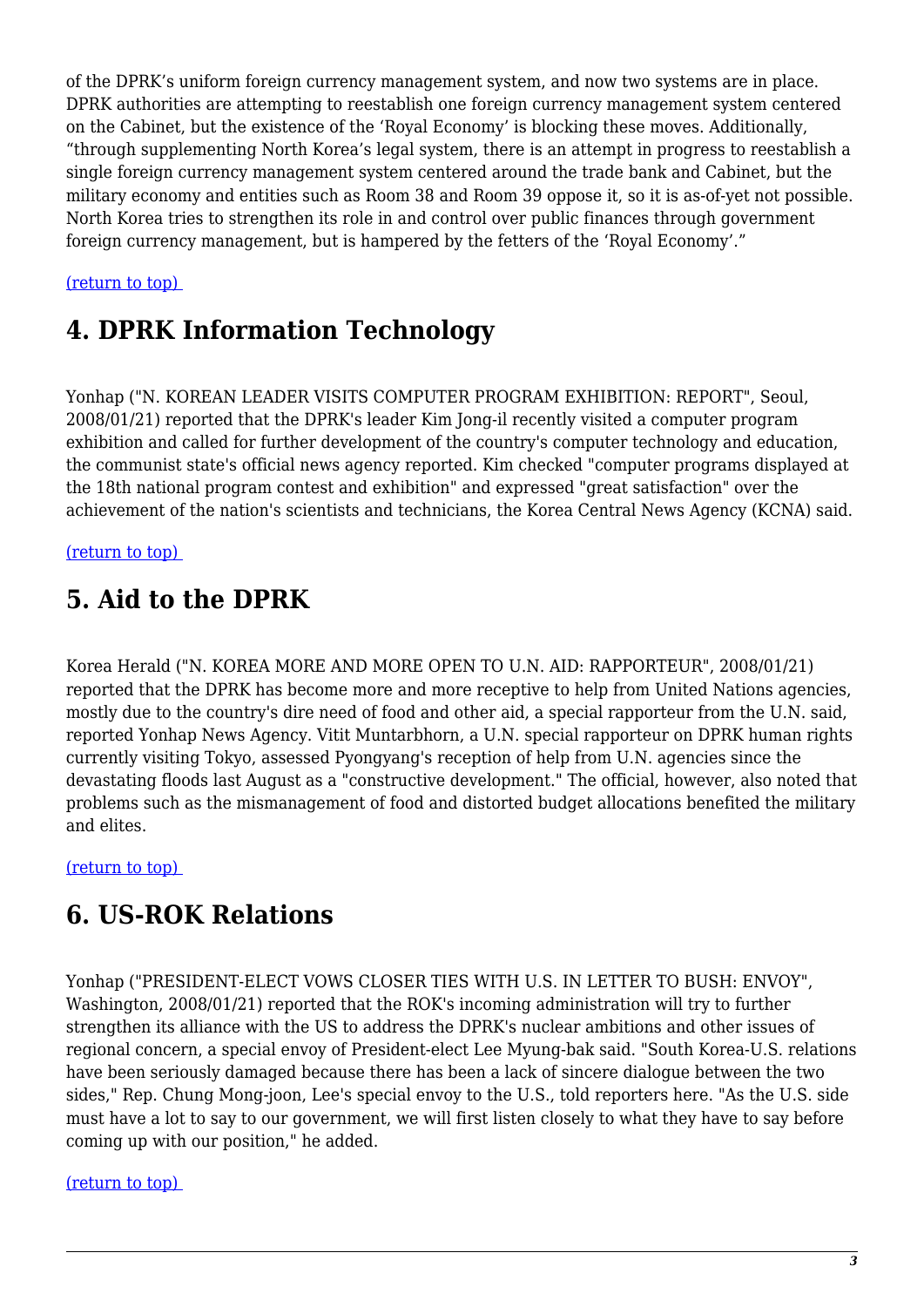of the DPRK's uniform foreign currency management system, and now two systems are in place. DPRK authorities are attempting to reestablish one foreign currency management system centered on the Cabinet, but the existence of the 'Royal Economy' is blocking these moves. Additionally, "through supplementing North Korea's legal system, there is an attempt in progress to reestablish a single foreign currency management system centered around the trade bank and Cabinet, but the military economy and entities such as Room 38 and Room 39 oppose it, so it is as-of-yet not possible. North Korea tries to strengthen its role in and control over public finances through government foreign currency management, but is hampered by the fetters of the 'Royal Economy'."

(return to top)

## 4. DPRK Information Technology

Yonhap ("N. KOREAN LEADER VISITS COMPUTER PROGRAM EXHIBITION: REPORT", Seoul, 2008/01/21) reported that the DPRK's leader Kim Jong-il recently visited a computer program exhibition and called for further development of the country's computer technology and education, the communist state's official news agency reported. Kim checked "computer programs displayed at the 18th national program contest and exhibition" and expressed "great satisfaction" over the achievement of the nation's scientists and technicians, the Korea Central News Agency (KCNA) said.

(return to top)

## 5. Aid to the DPRK

Korea Herald ("N. KOREA MORE AND MORE OPEN TO U.N. AID: RAPPORTEUR", 2008/01/21) reported that the DPRK has become more and more receptive to help from United Nations agencies, mostly due to the country's dire need of food and other aid, a special rapporteur from the U.N. said, reported Yonhap News Agency. Vitit Muntarbhorn, a U.N. special rapporteur on DPRK human rights currently visiting Tokyo, assessed Pyongyang's reception of help from U.N. agencies since the devastating floods last August as a "constructive development." The official, however, also noted that problems such as the mismanagement of food and distorted budget allocations benefited the military and elites.

(return to top)

## 6. US-ROK Relations

Yonhap ("PRESIDENT-ELECT VOWS CLOSER TIES WITH U.S. IN LETTER TO BUSH: ENVOY", Washington, 2008/01/21) reported that the ROK's incoming administration will try to further strengthen its alliance with the US to address the DPRK's nuclear ambitions and other issues of regional concern, a special envoy of President-elect Lee Myung-bak said. "South Korea-U.S. relations have been seriously damaged because there has been a lack of sincere dialogue between the two sides," Rep. Chung Mong-joon, Lee's special envoy to the U.S., told reporters here. "As the U.S. side must have a lot to say to our government, we will first listen closely to what they have to say before coming up with our position," he added.

(return to top)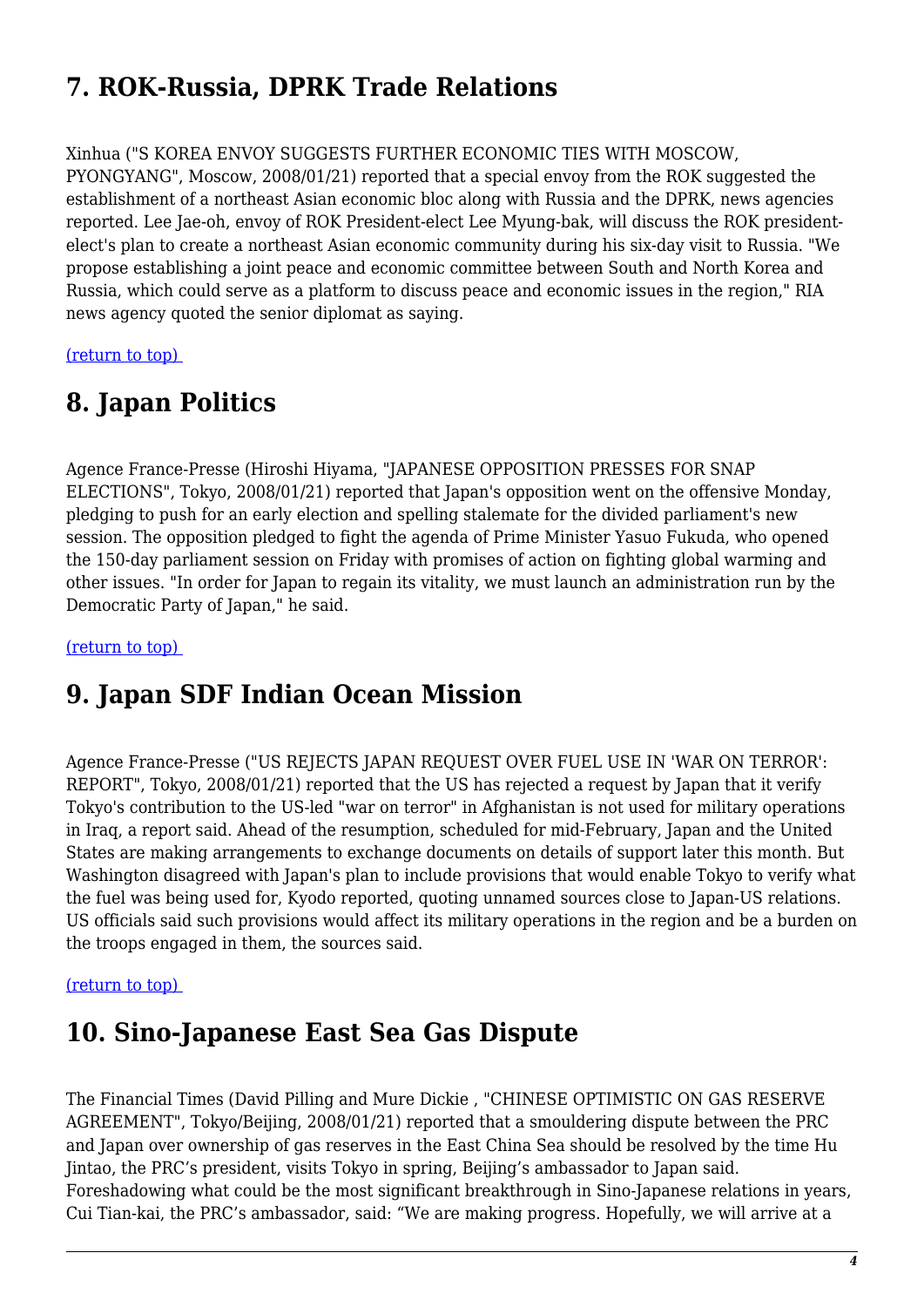## 7. ROK-Russia, DPRK Trade Relations

Xinhua ("S KOREA ENVOY SUGGESTS FURTHER ECONOMIC TIES WITH MOSCOW, PYONGYANG", Moscow, 2008/01/21) reported that a special envoy from the ROK suggested the establishment of a northeast Asian economic bloc along with Russia and the DPRK, news agencies reported. Lee Jae-oh, envoy of ROK President-elect Lee Myung-bak, will discuss the ROK president-elect's plan to create a northeast Asian economic community during his six-day visit to Russia. "We propose establishing a joint peace and economic committee between South and North Korea and Russia, which could serve as a platform to discuss peace and economic issues in the region," RIA news agency quoted the senior diplomat as saying.

(return to top)

## 8. Japan Politics

Agence France-Presse (Hiroshi Hiyama, "JAPANESE OPPOSITION PRESSES FOR SNAP ELECTIONS", Tokyo, 2008/01/21) reported that Japan's opposition went on the offensive Monday, pledging to push for an early election and spelling stalemate for the divided parliament's new session. The opposition pledged to fight the agenda of Prime Minister Yasuo Fukuda, who opened the 150-day parliament session on Friday with promises of action on fighting global warming and other issues. "In order for Japan to regain its vitality, we must launch an administration run by the Democratic Party of Japan," he said.

(return to top)

## 9. Japan SDF Indian Ocean Mission

Agence France-Presse ("US REJECTS JAPAN REQUEST OVER FUEL USE IN 'WAR ON TERROR': REPORT", Tokyo, 2008/01/21) reported that the US has rejected a request by Japan that it verify Tokyo's contribution to the US-led "war on terror" in Afghanistan is not used for military operations in Iraq, a report said. Ahead of the resumption, scheduled for mid-February, Japan and the United States are making arrangements to exchange documents on details of support later this month. But Washington disagreed with Japan's plan to include provisions that would enable Tokyo to verify what the fuel was being used for, Kyodo reported, quoting unnamed sources close to Japan-US relations. US officials said such provisions would affect its military operations in the region and be a burden on the troops engaged in them, the sources said.

(return to top)

## 10. Sino-Japanese East Sea Gas Dispute

The Financial Times (David Pilling and Mure Dickie , "CHINESE OPTIMISTIC ON GAS RESERVE AGREEMENT", Tokyo/Beijing, 2008/01/21) reported that a smouldering dispute between the PRC and Japan over ownership of gas reserves in the East China Sea should be resolved by the time Hu Jintao, the PRC's president, visits Tokyo in spring, Beijing's ambassador to Japan said. Foreshadowing what could be the most significant breakthrough in Sino-Japanese relations in years, Cui Tian-kai, the PRC's ambassador, said: “We are making progress. Hopefully, we will arrive at a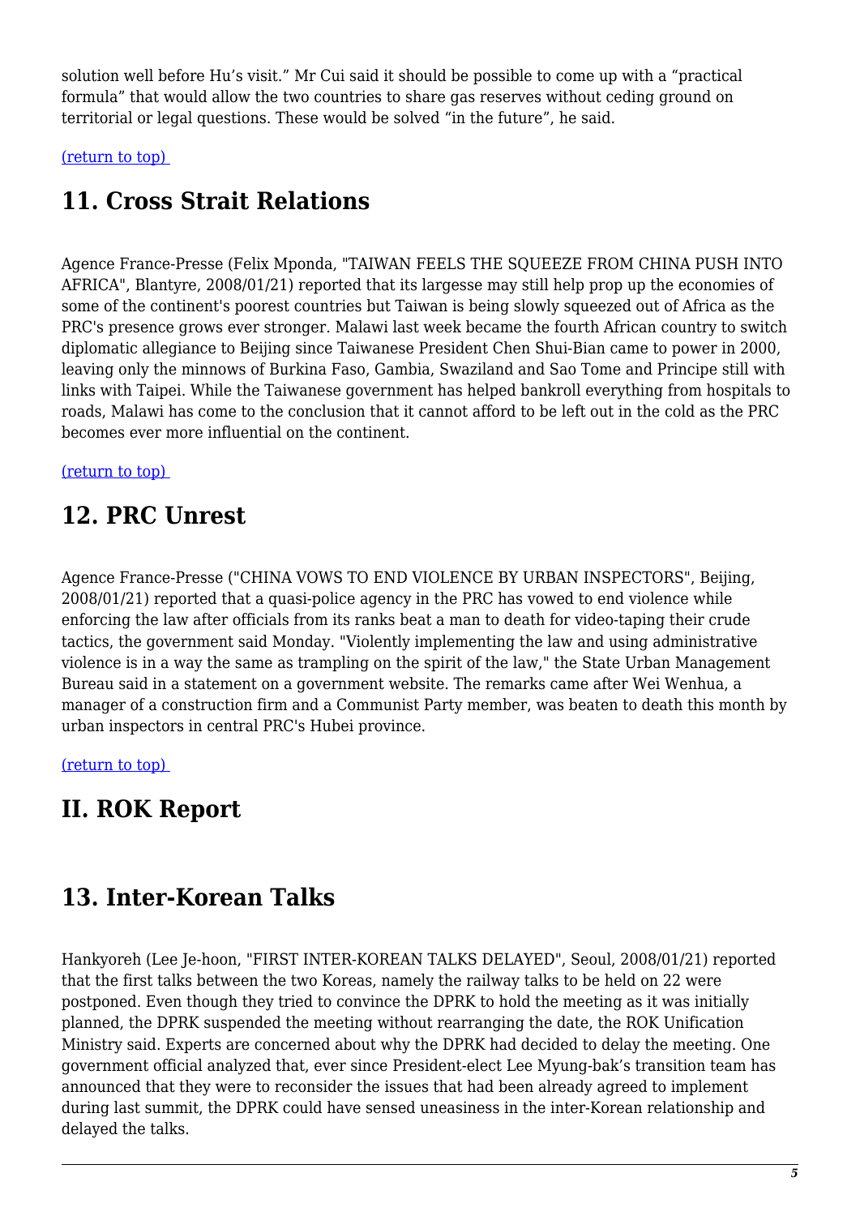solution well before Hu's visit." Mr Cui said it should be possible to come up with a "practical formula" that would allow the two countries to share gas reserves without ceding ground on territorial or legal questions. These would be solved "in the future", he said.

(return to top)

## 11. Cross Strait Relations

Agence France-Presse (Felix Mponda, "TAIWAN FEELS THE SQUEEZE FROM CHINA PUSH INTO AFRICA", Blantyre, 2008/01/21) reported that its largesse may still help prop up the economies of some of the continent's poorest countries but Taiwan is being slowly squeezed out of Africa as the PRC's presence grows ever stronger. Malawi last week became the fourth African country to switch diplomatic allegiance to Beijing since Taiwanese President Chen Shui-Bian came to power in 2000, leaving only the minnows of Burkina Faso, Gambia, Swaziland and Sao Tome and Principe still with links with Taipei. While the Taiwanese government has helped bankroll everything from hospitals to roads, Malawi has come to the conclusion that it cannot afford to be left out in the cold as the PRC becomes ever more influential on the continent.

(return to top)

## 12. PRC Unrest

Agence France-Presse ("CHINA VOWS TO END VIOLENCE BY URBAN INSPECTORS", Beijing, 2008/01/21) reported that a quasi-police agency in the PRC has vowed to end violence while enforcing the law after officials from its ranks beat a man to death for video-taping their crude tactics, the government said Monday. "Violently implementing the law and using administrative violence is in a way the same as trampling on the spirit of the law," the State Urban Management Bureau said in a statement on a government website. The remarks came after Wei Wenhua, a manager of a construction firm and a Communist Party member, was beaten to death this month by urban inspectors in central PRC's Hubei province.

(return to top)

# II. ROK Report

## 13. Inter-Korean Talks

Hankyoreh (Lee Je-hoon, "FIRST INTER-KOREAN TALKS DELAYED", Seoul, 2008/01/21) reported that the first talks between the two Koreas, namely the railway talks to be held on 22 were postponed. Even though they tried to convince the DPRK to hold the meeting as it was initially planned, the DPRK suspended the meeting without rearranging the date, the ROK Unification Ministry said. Experts are concerned about why the DPRK had decided to delay the meeting. One government official analyzed that, ever since President-elect Lee Myung-bak's transition team has announced that they were to reconsider the issues that had been already agreed to implement during last summit, the DPRK could have sensed uneasiness in the inter-Korean relationship and delayed the talks.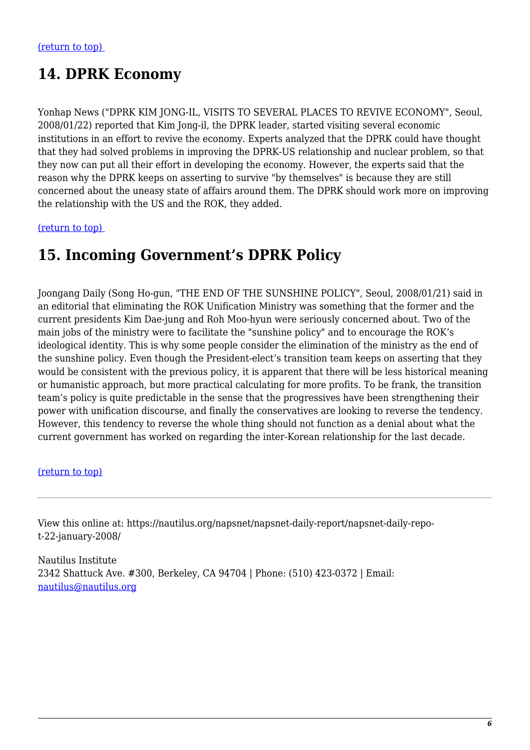[(return to top)](#)

## 14. DPRK Economy

Yonhap News ("DPRK KIM JONG-IL, VISITS TO SEVERAL PLACES TO REVIVE ECONOMY", Seoul, 2008/01/22) reported that Kim Jong-il, the DPRK leader, started visiting several economic institutions in an effort to revive the economy. Experts analyzed that the DPRK could have thought that they had solved problems in improving the DPRK-US relationship and nuclear problem, so that they now can put all their effort in developing the economy. However, the experts said that the reason why the DPRK keeps on asserting to survive "by themselves" is because they are still concerned about the uneasy state of affairs around them. The DPRK should work more on improving the relationship with the US and the ROK, they added.

[(return to top)](#)

## 15. Incoming Government's DPRK Policy

Joongang Daily (Song Ho-gun, "THE END OF THE SUNSHINE POLICY", Seoul, 2008/01/21) said in an editorial that eliminating the ROK Unification Ministry was something that the former and the current presidents Kim Dae-jung and Roh Moo-hyun were seriously concerned about. Two of the main jobs of the ministry were to facilitate the "sunshine policy" and to encourage the ROK's ideological identity. This is why some people consider the elimination of the ministry as the end of the sunshine policy. Even though the President-elect's transition team keeps on asserting that they would be consistent with the previous policy, it is apparent that there will be less historical meaning or humanistic approach, but more practical calculating for more profits. To be frank, the transition team's policy is quite predictable in the sense that the progressives have been strengthening their power with unification discourse, and finally the conservatives are looking to reverse the tendency. However, this tendency to reverse the whole thing should not function as a denial about what the current government has worked on regarding the inter-Korean relationship for the last decade.

[(return to top)](#)

---

View this online at: https://nautilus.org/napsnet/napsnet-daily-report/napsnet-daily-report-22-january-2008/

Nautilus Institute
2342 Shattuck Ave. #300, Berkeley, CA 94704 | Phone: (510) 423-0372 | Email: [nautilus@nautilus.org](mailto:nautilus@nautilus.org)